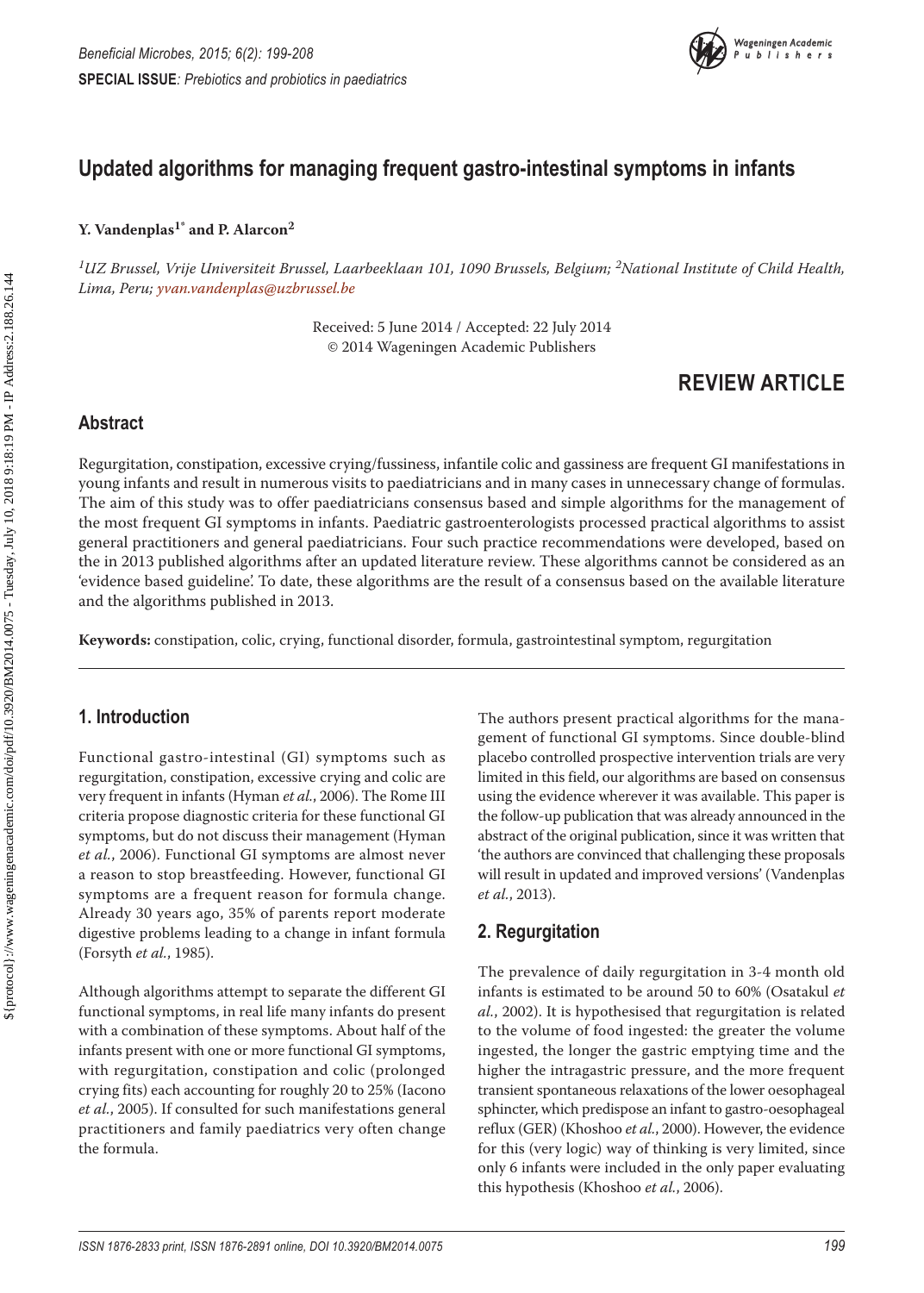**SPECIAL ISSUE**: *Prebiotics and probiotics in paediatrics*

# Updated algorithms for managing frequent gastro-intestinal symptoms in infants

**Y. Vandenplas[1*] and P. Alarcon[2]**

*[1]UZ Brussel, Vrije Universiteit Brussel, Laarbeeklaan 101, 1090 Brussels, Belgium; [2]National Institute of Child Health, Lima, Peru; yvan.vandenplas@uzbrussel.be*

Received: 5 June 2014 / Accepted: 22 July 2014
© 2014 Wageningen Academic Publishers

## REVIEW ARTICLE

## Abstract

Regurgitation, constipation, excessive crying/fussiness, infantile colic and gassiness are frequent GI manifestations in young infants and result in numerous visits to paediatricians and in many cases in unnecessary change of formulas. The aim of this study was to offer paediatricians consensus based and simple algorithms for the management of the most frequent GI symptoms in infants. Paediatric gastroenterologists processed practical algorithms to assist general practitioners and general paediatricians. Four such practice recommendations were developed, based on the in 2013 published algorithms after an updated literature review. These algorithms cannot be considered as an 'evidence based guideline'. To date, these algorithms are the result of a consensus based on the available literature and the algorithms published in 2013.

**Keywords:** constipation, colic, crying, functional disorder, formula, gastrointestinal symptom, regurgitation

## 1. Introduction

Functional gastro-intestinal (GI) symptoms such as regurgitation, constipation, excessive crying and colic are very frequent in infants (Hyman *et al.*, 2006). The Rome III criteria propose diagnostic criteria for these functional GI symptoms, but do not discuss their management (Hyman *et al.*, 2006). Functional GI symptoms are almost never a reason to stop breastfeeding. However, functional GI symptoms are a frequent reason for formula change. Already 30 years ago, 35% of parents report moderate digestive problems leading to a change in infant formula (Forsyth *et al.*, 1985).

Although algorithms attempt to separate the different GI functional symptoms, in real life many infants do present with a combination of these symptoms. About half of the infants present with one or more functional GI symptoms, with regurgitation, constipation and colic (prolonged crying fits) each accounting for roughly 20 to 25% (Iacono *et al.*, 2005). If consulted for such manifestations general practitioners and family paediatrics very often change the formula.

The authors present practical algorithms for the management of functional GI symptoms. Since double-blind placebo controlled prospective intervention trials are very limited in this field, our algorithms are based on consensus using the evidence wherever it was available. This paper is the follow-up publication that was already announced in the abstract of the original publication, since it was written that 'the authors are convinced that challenging these proposals will result in updated and improved versions' (Vandenplas *et al.*, 2013).

## 2. Regurgitation

The prevalence of daily regurgitation in 3-4 month old infants is estimated to be around 50 to 60% (Osatakul *et al.*, 2002). It is hypothesised that regurgitation is related to the volume of food ingested: the greater the volume ingested, the longer the gastric emptying time and the higher the intragastric pressure, and the more frequent transient spontaneous relaxations of the lower oesophageal sphincter, which predispose an infant to gastro-oesophageal reflux (GER) (Khoshoo *et al.*, 2000). However, the evidence for this (very logic) way of thinking is very limited, since only 6 infants were included in the only paper evaluating this hypothesis (Khoshoo *et al.*, 2006).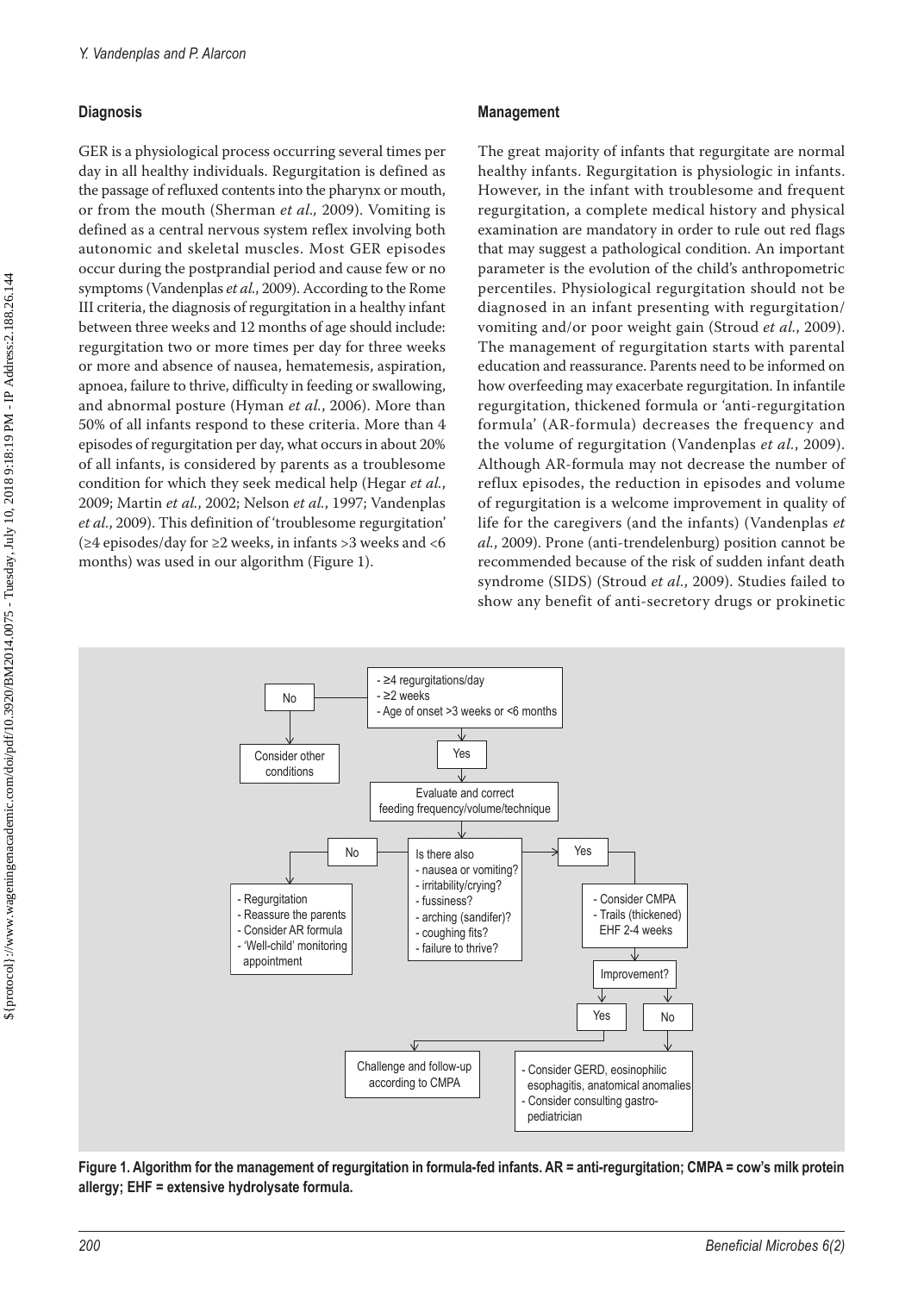## Diagnosis

GER is a physiological process occurring several times per day in all healthy individuals. Regurgitation is defined as the passage of refluxed contents into the pharynx or mouth, or from the mouth (Sherman *et al.,* 2009). Vomiting is defined as a central nervous system reflex involving both autonomic and skeletal muscles. Most GER episodes occur during the postprandial period and cause few or no symptoms (Vandenplas *et al.*, 2009). According to the Rome III criteria, the diagnosis of regurgitation in a healthy infant between three weeks and 12 months of age should include: regurgitation two or more times per day for three weeks or more and absence of nausea, hematemesis, aspiration, apnoea, failure to thrive, difficulty in feeding or swallowing, and abnormal posture (Hyman *et al.*, 2006). More than 50% of all infants respond to these criteria. More than 4 episodes of regurgitation per day, what occurs in about 20% of all infants, is considered by parents as a troublesome condition for which they seek medical help (Hegar *et al.*, 2009; Martin *et al.*, 2002; Nelson *et al.*, 1997; Vandenplas *et al.*, 2009). This definition of 'troublesome regurgitation' (≥4 episodes/day for ≥2 weeks, in infants >3 weeks and <6 months) was used in our algorithm (Figure 1).

## Management

The great majority of infants that regurgitate are normal healthy infants. Regurgitation is physiologic in infants. However, in the infant with troublesome and frequent regurgitation, a complete medical history and physical examination are mandatory in order to rule out red flags that may suggest a pathological condition. An important parameter is the evolution of the child's anthropometric percentiles. Physiological regurgitation should not be diagnosed in an infant presenting with regurgitation/vomiting and/or poor weight gain (Stroud *et al.*, 2009). The management of regurgitation starts with parental education and reassurance. Parents need to be informed on how overfeeding may exacerbate regurgitation. In infantile regurgitation, thickened formula or 'anti-regurgitation formula' (AR-formula) decreases the frequency and the volume of regurgitation (Vandenplas *et al.*, 2009). Although AR-formula may not decrease the number of reflux episodes, the reduction in episodes and volume of regurgitation is a welcome improvement in quality of life for the caregivers (and the infants) (Vandenplas *et al.*, 2009). Prone (anti-trendelenburg) position cannot be recommended because of the risk of sudden infant death syndrome (SIDS) (Stroud *et al.*, 2009). Studies failed to show any benefit of anti-secretory drugs or prokinetic

- ≥4 regurgitations/day
- ≥2 weeks
- Age of onset >3 weeks or <6 months

No → Consider other conditions

Yes → Evaluate and correct feeding frequency/volume/technique

Is there also
- nausea or vomiting?
- irritability/crying?
- fussiness?
- arching (sandifer)?
- coughing fits?
- failure to thrive?

No →
- Regurgitation
- Reassure the parents
- Consider AR formula
- 'Well-child' monitoring appointment

Yes →
- Consider CMPA
- Trails (thickened) EHF 2-4 weeks

Improvement?

Yes → Challenge and follow-up according to CMPA

No →
- Consider GERD, eosinophilic esophagitis, anatomical anomalies
- Consider consulting gastro-pediatrician

**Figure 1. Algorithm for the management of regurgitation in formula-fed infants. AR = anti-regurgitation; CMPA = cow's milk protein allergy; EHF = extensive hydrolysate formula.**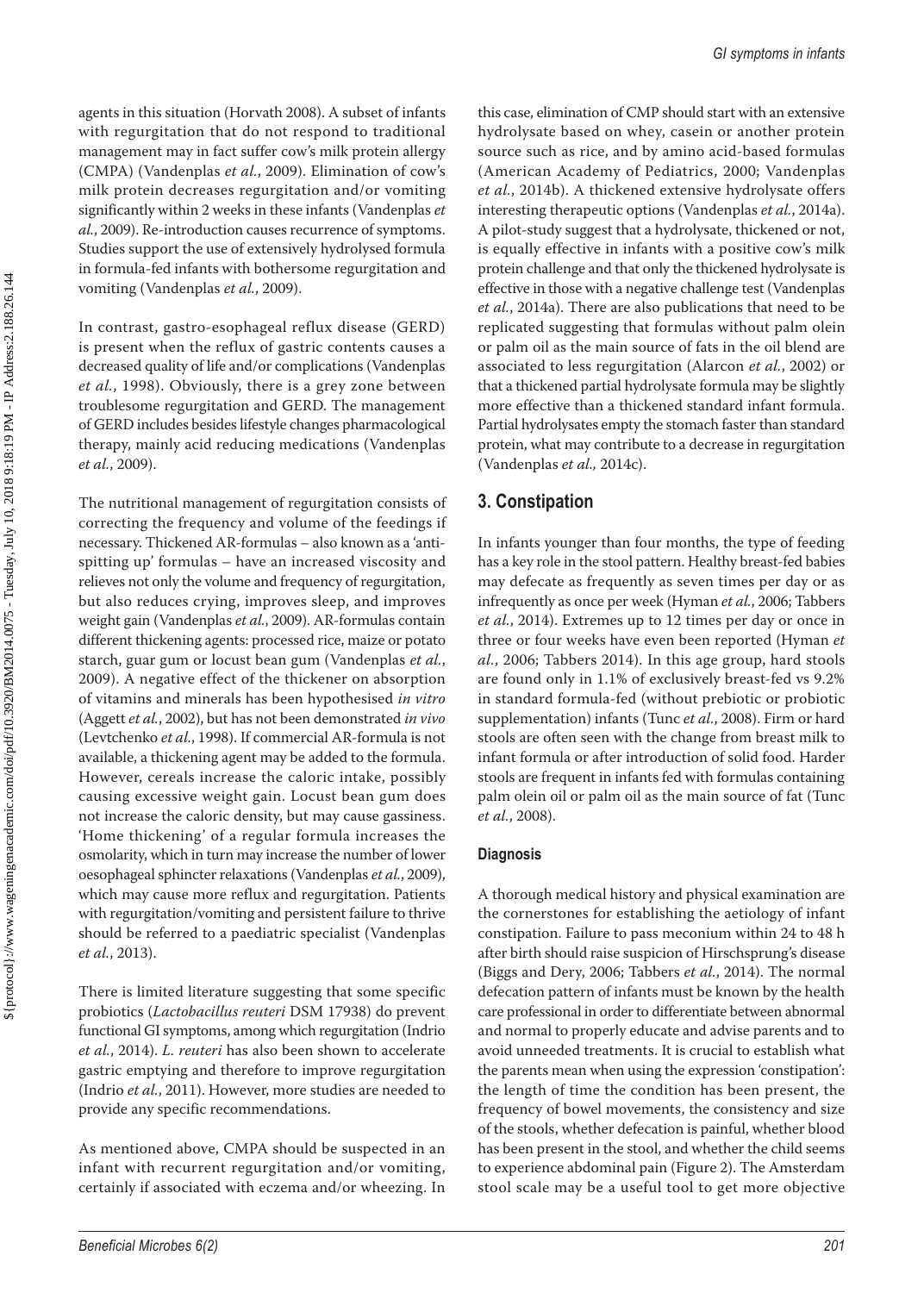agents in this situation (Horvath 2008). A subset of infants with regurgitation that do not respond to traditional management may in fact suffer cow's milk protein allergy (CMPA) (Vandenplas *et al.*, 2009). Elimination of cow's milk protein decreases regurgitation and/or vomiting significantly within 2 weeks in these infants (Vandenplas *et al.*, 2009). Re-introduction causes recurrence of symptoms. Studies support the use of extensively hydrolysed formula in formula-fed infants with bothersome regurgitation and vomiting (Vandenplas *et al.*, 2009).

In contrast, gastro-esophageal reflux disease (GERD) is present when the reflux of gastric contents causes a decreased quality of life and/or complications (Vandenplas *et al.*, 1998). Obviously, there is a grey zone between troublesome regurgitation and GERD. The management of GERD includes besides lifestyle changes pharmacological therapy, mainly acid reducing medications (Vandenplas *et al.*, 2009).

The nutritional management of regurgitation consists of correcting the frequency and volume of the feedings if necessary. Thickened AR-formulas – also known as a 'anti-spitting up' formulas – have an increased viscosity and relieves not only the volume and frequency of regurgitation, but also reduces crying, improves sleep, and improves weight gain (Vandenplas *et al.*, 2009). AR-formulas contain different thickening agents: processed rice, maize or potato starch, guar gum or locust bean gum (Vandenplas *et al.*, 2009). A negative effect of the thickener on absorption of vitamins and minerals has been hypothesised *in vitro* (Aggett *et al.*, 2002), but has not been demonstrated *in vivo* (Levtchenko *et al.*, 1998). If commercial AR-formula is not available, a thickening agent may be added to the formula. However, cereals increase the caloric intake, possibly causing excessive weight gain. Locust bean gum does not increase the caloric density, but may cause gassiness. 'Home thickening' of a regular formula increases the osmolarity, which in turn may increase the number of lower oesophageal sphincter relaxations (Vandenplas *et al.*, 2009), which may cause more reflux and regurgitation. Patients with regurgitation/vomiting and persistent failure to thrive should be referred to a paediatric specialist (Vandenplas *et al.*, 2013).

There is limited literature suggesting that some specific probiotics (*Lactobacillus reuteri* DSM 17938) do prevent functional GI symptoms, among which regurgitation (Indrio *et al.*, 2014). *L. reuteri* has also been shown to accelerate gastric emptying and therefore to improve regurgitation (Indrio *et al.*, 2011). However, more studies are needed to provide any specific recommendations.

As mentioned above, CMPA should be suspected in an infant with recurrent regurgitation and/or vomiting, certainly if associated with eczema and/or wheezing. In this case, elimination of CMP should start with an extensive hydrolysate based on whey, casein or another protein source such as rice, and by amino acid-based formulas (American Academy of Pediatrics, 2000; Vandenplas *et al.*, 2014b). A thickened extensive hydrolysate offers interesting therapeutic options (Vandenplas *et al.*, 2014a). A pilot-study suggest that a hydrolysate, thickened or not, is equally effective in infants with a positive cow's milk protein challenge and that only the thickened hydrolysate is effective in those with a negative challenge test (Vandenplas *et al.*, 2014a). There are also publications that need to be replicated suggesting that formulas without palm olein or palm oil as the main source of fats in the oil blend are associated to less regurgitation (Alarcon *et al.*, 2002) or that a thickened partial hydrolysate formula may be slightly more effective than a thickened standard infant formula. Partial hydrolysates empty the stomach faster than standard protein, what may contribute to a decrease in regurgitation (Vandenplas *et al.*, 2014c).

## 3. Constipation

In infants younger than four months, the type of feeding has a key role in the stool pattern. Healthy breast-fed babies may defecate as frequently as seven times per day or as infrequently as once per week (Hyman *et al.*, 2006; Tabbers *et al.*, 2014). Extremes up to 12 times per day or once in three or four weeks have even been reported (Hyman *et al.*, 2006; Tabbers 2014). In this age group, hard stools are found only in 1.1% of exclusively breast-fed vs 9.2% in standard formula-fed (without prebiotic or probiotic supplementation) infants (Tunc *et al.*, 2008). Firm or hard stools are often seen with the change from breast milk to infant formula or after introduction of solid food. Harder stools are frequent in infants fed with formulas containing palm olein oil or palm oil as the main source of fat (Tunc *et al.*, 2008).

### Diagnosis

A thorough medical history and physical examination are the cornerstones for establishing the aetiology of infant constipation. Failure to pass meconium within 24 to 48 h after birth should raise suspicion of Hirschsprung's disease (Biggs and Dery, 2006; Tabbers *et al.*, 2014). The normal defecation pattern of infants must be known by the health care professional in order to differentiate between abnormal and normal to properly educate and advise parents and to avoid unneeded treatments. It is crucial to establish what the parents mean when using the expression 'constipation': the length of time the condition has been present, the frequency of bowel movements, the consistency and size of the stools, whether defecation is painful, whether blood has been present in the stool, and whether the child seems to experience abdominal pain (Figure 2). The Amsterdam stool scale may be a useful tool to get more objective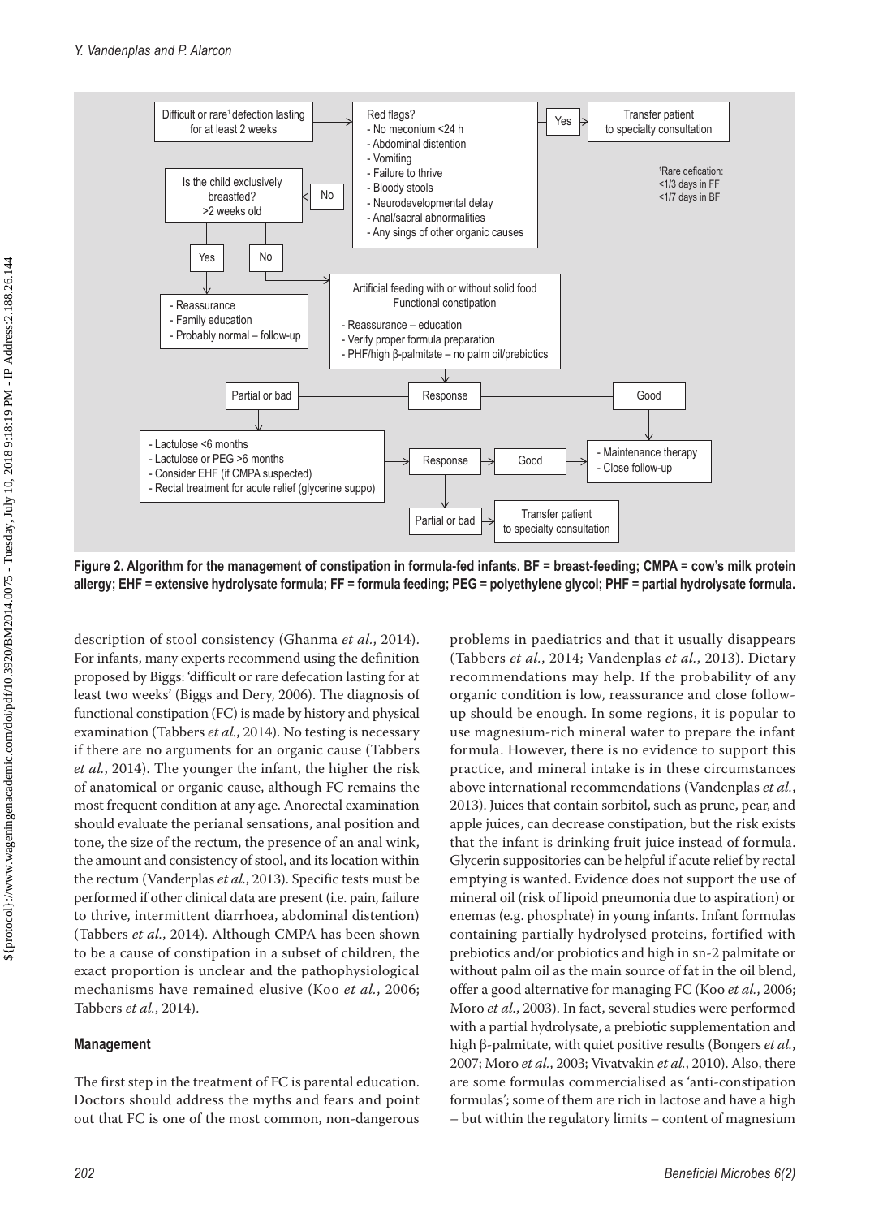Figure 2. Algorithm for the management of constipation in formula-fed infants. BF = breast-feeding; CMPA = cow's milk protein allergy; EHF = extensive hydrolysate formula; FF = formula feeding; PEG = polyethylene glycol; PHF = partial hydrolysate formula.

description of stool consistency (Ghanma *et al.*, 2014). For infants, many experts recommend using the definition proposed by Biggs: 'difficult or rare defecation lasting for at least two weeks' (Biggs and Dery, 2006). The diagnosis of functional constipation (FC) is made by history and physical examination (Tabbers *et al.*, 2014). No testing is necessary if there are no arguments for an organic cause (Tabbers *et al.*, 2014). The younger the infant, the higher the risk of anatomical or organic cause, although FC remains the most frequent condition at any age. Anorectal examination should evaluate the perianal sensations, anal position and tone, the size of the rectum, the presence of an anal wink, the amount and consistency of stool, and its location within the rectum (Vanderplas *et al.*, 2013). Specific tests must be performed if other clinical data are present (i.e. pain, failure to thrive, intermittent diarrhoea, abdominal distention) (Tabbers *et al.*, 2014). Although CMPA has been shown to be a cause of constipation in a subset of children, the exact proportion is unclear and the pathophysiological mechanisms have remained elusive (Koo *et al.*, 2006; Tabbers *et al.*, 2014).

## Management

The first step in the treatment of FC is parental education. Doctors should address the myths and fears and point out that FC is one of the most common, non-dangerous problems in paediatrics and that it usually disappears (Tabbers *et al.*, 2014; Vandenplas *et al.*, 2013). Dietary recommendations may help. If the probability of any organic condition is low, reassurance and close follow-up should be enough. In some regions, it is popular to use magnesium-rich mineral water to prepare the infant formula. However, there is no evidence to support this practice, and mineral intake is in these circumstances above international recommendations (Vandenplas *et al.*, 2013). Juices that contain sorbitol, such as prune, pear, and apple juices, can decrease constipation, but the risk exists that the infant is drinking fruit juice instead of formula. Glycerin suppositories can be helpful if acute relief by rectal emptying is wanted. Evidence does not support the use of mineral oil (risk of lipoid pneumonia due to aspiration) or enemas (e.g. phosphate) in young infants. Infant formulas containing partially hydrolysed proteins, fortified with prebiotics and/or probiotics and high in sn-2 palmitate or without palm oil as the main source of fat in the oil blend, offer a good alternative for managing FC (Koo *et al.*, 2006; Moro *et al.*, 2003). In fact, several studies were performed with a partial hydrolysate, a prebiotic supplementation and high β-palmitate, with quiet positive results (Bongers *et al.*, 2007; Moro *et al.*, 2003; Vivatvakin *et al.*, 2010). Also, there are some formulas commercialised as 'anti-constipation formulas'; some of them are rich in lactose and have a high – but within the regulatory limits – content of magnesium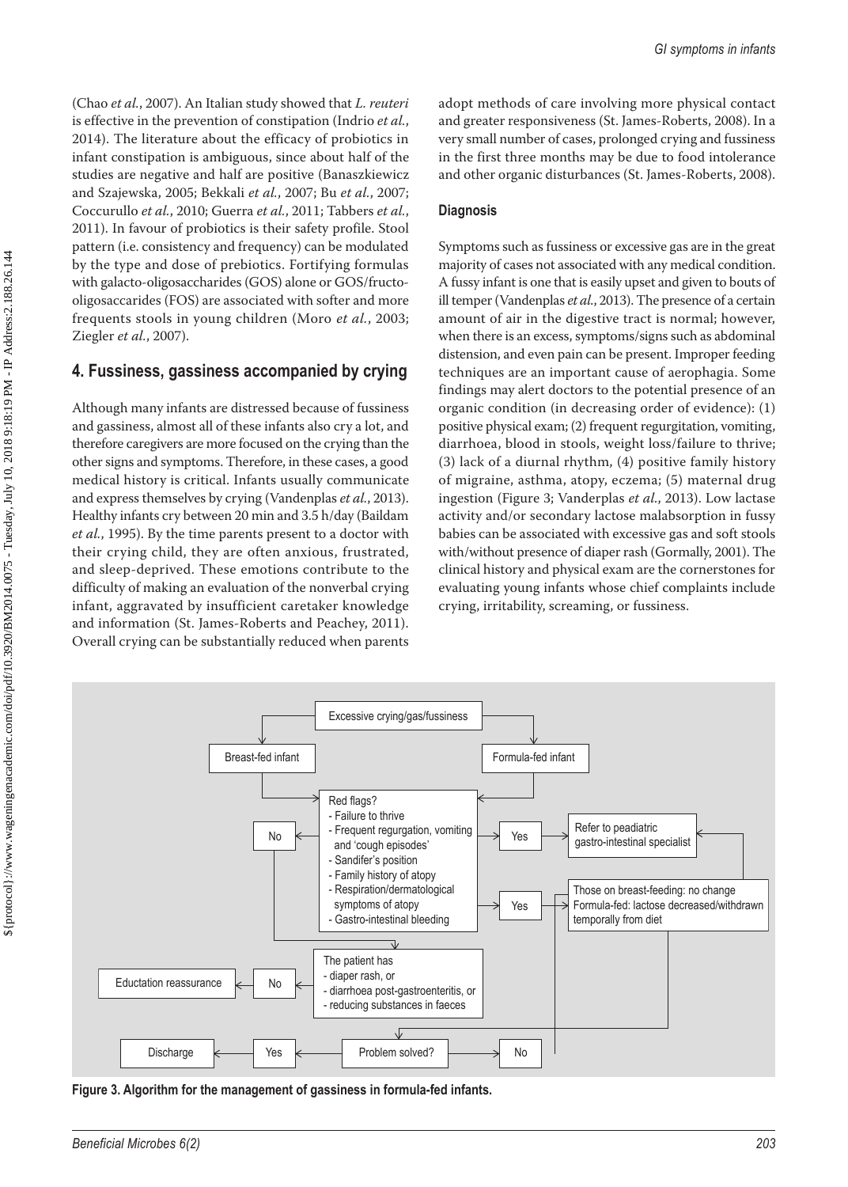(Chao *et al.*, 2007). An Italian study showed that *L. reuteri* is effective in the prevention of constipation (Indrio *et al.*, 2014). The literature about the efficacy of probiotics in infant constipation is ambiguous, since about half of the studies are negative and half are positive (Banaszkiewicz and Szajewska, 2005; Bekkali *et al.*, 2007; Bu *et al.*, 2007; Coccurullo *et al.*, 2010; Guerra *et al.*, 2011; Tabbers *et al.*, 2011). In favour of probiotics is their safety profile. Stool pattern (i.e. consistency and frequency) can be modulated by the type and dose of prebiotics. Fortifying formulas with galacto-oligosaccharides (GOS) alone or GOS/fructo-oligosaccharides (FOS) are associated with softer and more frequents stools in young children (Moro *et al.*, 2003; Ziegler *et al.*, 2007).

## 4. Fussiness, gassiness accompanied by crying

Although many infants are distressed because of fussiness and gassiness, almost all of these infants also cry a lot, and therefore caregivers are more focused on the crying than the other signs and symptoms. Therefore, in these cases, a good medical history is critical. Infants usually communicate and express themselves by crying (Vandenplas *et al.*, 2013). Healthy infants cry between 20 min and 3.5 h/day (Baildam *et al.*, 1995). By the time parents present to a doctor with their crying child, they are often anxious, frustrated, and sleep-deprived. These emotions contribute to the difficulty of making an evaluation of the nonverbal crying infant, aggravated by insufficient caretaker knowledge and information (St. James-Roberts and Peachey, 2011). Overall crying can be substantially reduced when parents adopt methods of care involving more physical contact and greater responsiveness (St. James-Roberts, 2008). In a very small number of cases, prolonged crying and fussiness in the first three months may be due to food intolerance and other organic disturbances (St. James-Roberts, 2008).

### Diagnosis

Symptoms such as fussiness or excessive gas are in the great majority of cases not associated with any medical condition. A fussy infant is one that is easily upset and given to bouts of ill temper (Vandenplas *et al.*, 2013). The presence of a certain amount of air in the digestive tract is normal; however, when there is an excess, symptoms/signs such as abdominal distension, and even pain can be present. Improper feeding techniques are an important cause of aerophagia. Some findings may alert doctors to the potential presence of an organic condition (in decreasing order of evidence): (1) positive physical exam; (2) frequent regurgitation, vomiting, diarrhoea, blood in stools, weight loss/failure to thrive; (3) lack of a diurnal rhythm, (4) positive family history of migraine, asthma, atopy, eczema; (5) maternal drug ingestion (Figure 3; Vanderplas *et al.*, 2013). Low lactase activity and/or secondary lactose malabsorption in fussy babies can be associated with excessive gas and soft stools with/without presence of diaper rash (Gormally, 2001). The clinical history and physical exam are the cornerstones for evaluating young infants whose chief complaints include crying, irritability, screaming, or fussiness.

Excessive crying/gas/fussiness → Breast-fed infant / Formula-fed infant

Red flags?
- Failure to thrive
- Frequent regurgation, vomiting and 'cough episodes'
- Sandifer's position
- Family history of atopy
- Respiration/dermatological symptoms of atopy
- Gastro-intestinal bleeding

Yes → Refer to peadiatric gastro-intestinal specialist

Yes → Those on breast-feeding: no change; Formula-fed: lactose decreased/withdrawn temporally from diet

No → The patient has
- diaper rash, or
- diarrhoea post-gastroenteritis, or
- reducing substances in faeces

No → Eductation reassurance

Problem solved? Yes → Discharge; No → Refer to peadiatric gastro-intestinal specialist

**Figure 3. Algorithm for the management of gassiness in formula-fed infants.**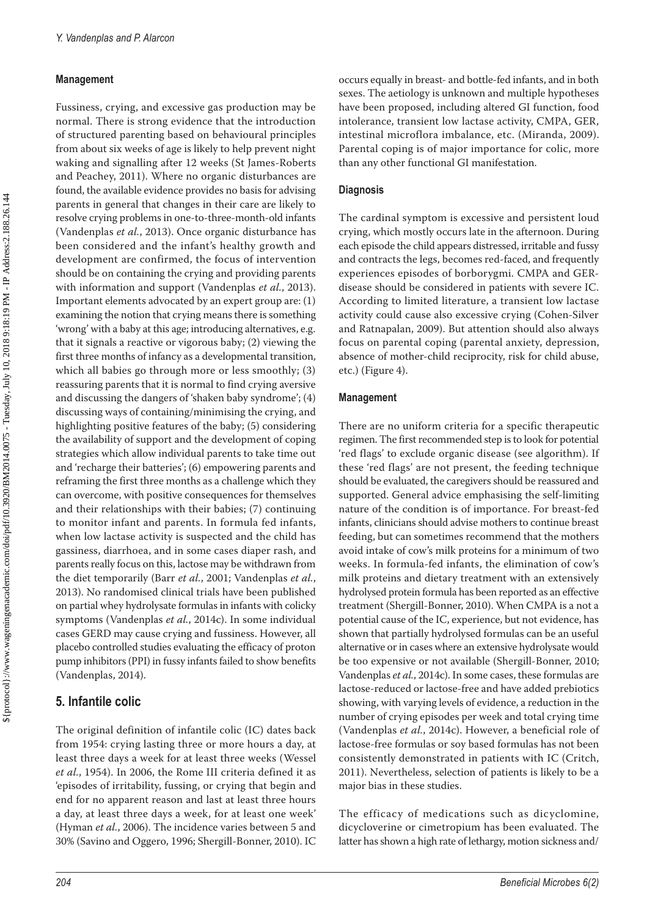### Management

Fussiness, crying, and excessive gas production may be normal. There is strong evidence that the introduction of structured parenting based on behavioural principles from about six weeks of age is likely to help prevent night waking and signalling after 12 weeks (St James-Roberts and Peachey, 2011). Where no organic disturbances are found, the available evidence provides no basis for advising parents in general that changes in their care are likely to resolve crying problems in one-to-three-month-old infants (Vandenplas *et al.*, 2013). Once organic disturbance has been considered and the infant's healthy growth and development are confirmed, the focus of intervention should be on containing the crying and providing parents with information and support (Vandenplas *et al.*, 2013). Important elements advocated by an expert group are: (1) examining the notion that crying means there is something 'wrong' with a baby at this age; introducing alternatives, e.g. that it signals a reactive or vigorous baby; (2) viewing the first three months of infancy as a developmental transition, which all babies go through more or less smoothly; (3) reassuring parents that it is normal to find crying aversive and discussing the dangers of 'shaken baby syndrome'; (4) discussing ways of containing/minimising the crying, and highlighting positive features of the baby; (5) considering the availability of support and the development of coping strategies which allow individual parents to take time out and 'recharge their batteries'; (6) empowering parents and reframing the first three months as a challenge which they can overcome, with positive consequences for themselves and their relationships with their babies; (7) continuing to monitor infant and parents. In formula fed infants, when low lactase activity is suspected and the child has gassiness, diarrhoea, and in some cases diaper rash, and parents really focus on this, lactose may be withdrawn from the diet temporarily (Barr *et al.*, 2001; Vandenplas *et al.*, 2013). No randomised clinical trials have been published on partial whey hydrolysate formulas in infants with colicky symptoms (Vandenplas *et al.*, 2014c). In some individual cases GERD may cause crying and fussiness. However, all placebo controlled studies evaluating the efficacy of proton pump inhibitors (PPI) in fussy infants failed to show benefits (Vandenplas, 2014).

## 5. Infantile colic

The original definition of infantile colic (IC) dates back from 1954: crying lasting three or more hours a day, at least three days a week for at least three weeks (Wessel *et al.*, 1954). In 2006, the Rome III criteria defined it as 'episodes of irritability, fussing, or crying that begin and end for no apparent reason and last at least three hours a day, at least three days a week, for at least one week' (Hyman *et al.*, 2006). The incidence varies between 5 and 30% (Savino and Oggero, 1996; Shergill-Bonner, 2010). IC occurs equally in breast- and bottle-fed infants, and in both sexes. The aetiology is unknown and multiple hypotheses have been proposed, including altered GI function, food intolerance, transient low lactase activity, CMPA, GER, intestinal microflora imbalance, etc. (Miranda, 2009). Parental coping is of major importance for colic, more than any other functional GI manifestation.

### Diagnosis

The cardinal symptom is excessive and persistent loud crying, which mostly occurs late in the afternoon. During each episode the child appears distressed, irritable and fussy and contracts the legs, becomes red-faced, and frequently experiences episodes of borborygmi. CMPA and GER-disease should be considered in patients with severe IC. According to limited literature, a transient low lactase activity could cause also excessive crying (Cohen-Silver and Ratnapalan, 2009). But attention should also always focus on parental coping (parental anxiety, depression, absence of mother-child reciprocity, risk for child abuse, etc.) (Figure 4).

### Management

There are no uniform criteria for a specific therapeutic regimen. The first recommended step is to look for potential 'red flags' to exclude organic disease (see algorithm). If these 'red flags' are not present, the feeding technique should be evaluated, the caregivers should be reassured and supported. General advice emphasising the self-limiting nature of the condition is of importance. For breast-fed infants, clinicians should advise mothers to continue breast feeding, but can sometimes recommend that the mothers avoid intake of cow's milk proteins for a minimum of two weeks. In formula-fed infants, the elimination of cow's milk proteins and dietary treatment with an extensively hydrolysed protein formula has been reported as an effective treatment (Shergill-Bonner, 2010). When CMPA is a not a potential cause of the IC, experience, but not evidence, has shown that partially hydrolysed formulas can be an useful alternative or in cases where an extensive hydrolysate would be too expensive or not available (Shergill-Bonner, 2010; Vandenplas *et al.*, 2014c). In some cases, these formulas are lactose-reduced or lactose-free and have added prebiotics showing, with varying levels of evidence, a reduction in the number of crying episodes per week and total crying time (Vandenplas *et al.*, 2014c). However, a beneficial role of lactose-free formulas or soy based formulas has not been consistently demonstrated in patients with IC (Critch, 2011). Nevertheless, selection of patients is likely to be a major bias in these studies.

The efficacy of medications such as dicyclomine, dicycloverine or cimetropium has been evaluated. The latter has shown a high rate of lethargy, motion sickness and/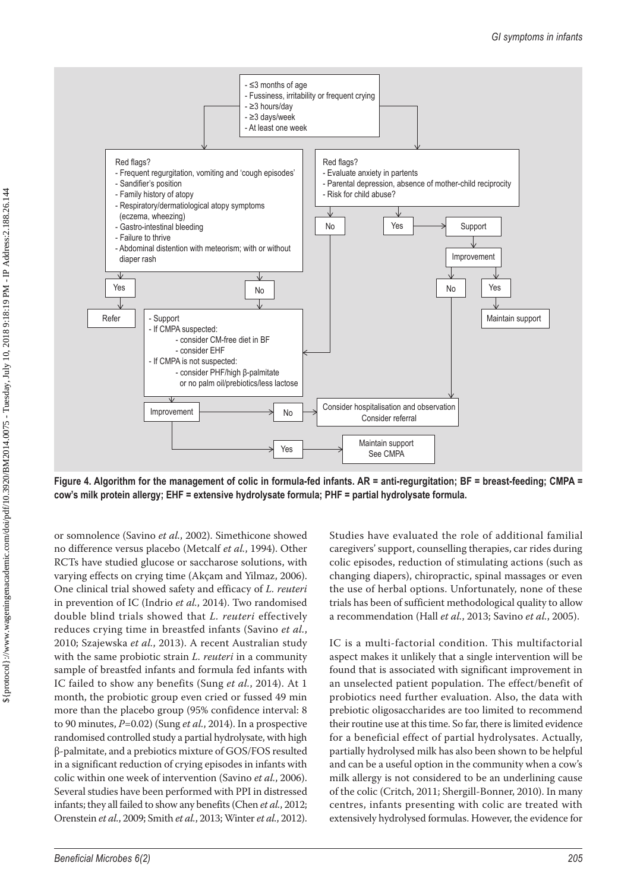- ≤3 months of age
- Fussiness, irritability or frequent crying
- ≥3 hours/day
- ≥3 days/week
- At least one week

Red flags?
- Frequent regurgitation, vomiting and 'cough episodes'
- Sandifer's position
- Family history of atopy
- Respiratory/dermatiological atopy symptoms (eczema, wheezing)
- Gastro-intestinal bleeding
- Failure to thrive
- Abdominal distention with meteorism; with or without diaper rash

Yes → Refer

No →
- Support
- If CMPA suspected:
  - consider CM-free diet in BF
  - consider EHF
- If CMPA is not suspected:
  - consider PHF/high β-palmitate or no palm oil/prebiotics/less lactose

Improvement → No → Consider hospitalisation and observation / Consider referral

Improvement → Yes → Maintain support / See CMPA

Red flags?
- Evaluate anxiety in partents
- Parental depression, absence of mother-child reciprocity
- Risk for child abuse?

No → Support (as above)

Yes → Support → Improvement → Yes → Maintain support

Improvement → No → Consider hospitalisation and observation / Consider referral

**Figure 4. Algorithm for the management of colic in formula-fed infants. AR = anti-regurgitation; BF = breast-feeding; CMPA = cow's milk protein allergy; EHF = extensive hydrolysate formula; PHF = partial hydrolysate formula.**

or somnolence (Savino *et al.*, 2002). Simethicone showed no difference versus placebo (Metcalf *et al.*, 1994). Other RCTs have studied glucose or saccharose solutions, with varying effects on crying time (Akçam and Yilmaz, 2006). One clinical trial showed safety and efficacy of *L. reuteri* in prevention of IC (Indrio *et al.*, 2014). Two randomised double blind trials showed that *L. reuteri* effectively reduces crying time in breastfed infants (Savino *et al.*, 2010; Szajewska *et al.*, 2013). A recent Australian study with the same probiotic strain *L. reuteri* in a community sample of breastfed infants and formula fed infants with IC failed to show any benefits (Sung *et al.*, 2014). At 1 month, the probiotic group even cried or fussed 49 min more than the placebo group (95% confidence interval: 8 to 90 minutes, $P$=0.02) (Sung *et al.*, 2014). In a prospective randomised controlled study a partial hydrolysate, with high β-palmitate, and a prebiotics mixture of GOS/FOS resulted in a significant reduction of crying episodes in infants with colic within one week of intervention (Savino *et al.*, 2006). Several studies have been performed with PPI in distressed infants; they all failed to show any benefits (Chen *et al.*, 2012; Orenstein *et al.*, 2009; Smith *et al.*, 2013; Winter *et al.*, 2012).

Studies have evaluated the role of additional familial caregivers' support, counselling therapies, car rides during colic episodes, reduction of stimulating actions (such as changing diapers), chiropractic, spinal massages or even the use of herbal options. Unfortunately, none of these trials has been of sufficient methodological quality to allow a recommendation (Hall *et al.*, 2013; Savino *et al.*, 2005).

IC is a multi-factorial condition. This multifactorial aspect makes it unlikely that a single intervention will be found that is associated with significant improvement in an unselected patient population. The effect/benefit of probiotics need further evaluation. Also, the data with prebiotic oligosaccharides are too limited to recommend their routine use at this time. So far, there is limited evidence for a beneficial effect of partial hydrolysates. Actually, partially hydrolysed milk has also been shown to be helpful and can be a useful option in the community when a cow's milk allergy is not considered to be an underlining cause of the colic (Critch, 2011; Shergill-Bonner, 2010). In many centres, infants presenting with colic are treated with extensively hydrolysed formulas. However, the evidence for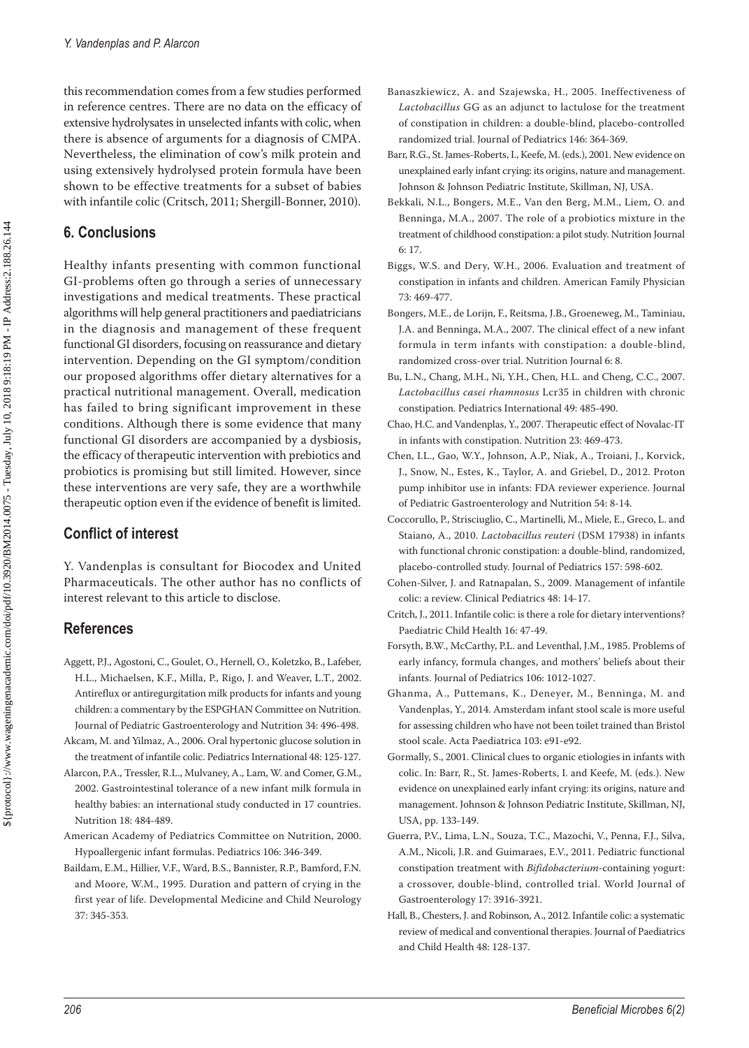this recommendation comes from a few studies performed in reference centres. There are no data on the efficacy of extensive hydrolysates in unselected infants with colic, when there is absence of arguments for a diagnosis of CMPA. Nevertheless, the elimination of cow's milk protein and using extensively hydrolysed protein formula have been shown to be effective treatments for a subset of babies with infantile colic (Critsch, 2011; Shergill-Bonner, 2010).

## 6. Conclusions

Healthy infants presenting with common functional GI-problems often go through a series of unnecessary investigations and medical treatments. These practical algorithms will help general practitioners and paediatricians in the diagnosis and management of these frequent functional GI disorders, focusing on reassurance and dietary intervention. Depending on the GI symptom/condition our proposed algorithms offer dietary alternatives for a practical nutritional management. Overall, medication has failed to bring significant improvement in these conditions. Although there is some evidence that many functional GI disorders are accompanied by a dysbiosis, the efficacy of therapeutic intervention with prebiotics and probiotics is promising but still limited. However, since these interventions are very safe, they are a worthwhile therapeutic option even if the evidence of benefit is limited.

## Conflict of interest

Y. Vandenplas is consultant for Biocodex and United Pharmaceuticals. The other author has no conflicts of interest relevant to this article to disclose.

## References

Aggett, P.J., Agostoni, C., Goulet, O., Hernell, O., Koletzko, B., Lafeber, H.L., Michaelsen, K.F., Milla, P., Rigo, J. and Weaver, L.T., 2002. Antireflux or antiregurgitation milk products for infants and young children: a commentary by the ESPGHAN Committee on Nutrition. Journal of Pediatric Gastroenterology and Nutrition 34: 496-498.

Akcam, M. and Yilmaz, A., 2006. Oral hypertonic glucose solution in the treatment of infantile colic. Pediatrics International 48: 125-127.

Alarcon, P.A., Tressler, R.L., Mulvaney, A., Lam, W. and Comer, G.M., 2002. Gastrointestinal tolerance of a new infant milk formula in healthy babies: an international study conducted in 17 countries. Nutrition 18: 484-489.

American Academy of Pediatrics Committee on Nutrition, 2000. Hypoallergenic infant formulas. Pediatrics 106: 346-349.

Baildam, E.M., Hillier, V.F., Ward, B.S., Bannister, R.P., Bamford, F.N. and Moore, W.M., 1995. Duration and pattern of crying in the first year of life. Developmental Medicine and Child Neurology 37: 345-353.

Banaszkiewicz, A. and Szajewska, H., 2005. Ineffectiveness of *Lactobacillus* GG as an adjunct to lactulose for the treatment of constipation in children: a double-blind, placebo-controlled randomized trial. Journal of Pediatrics 146: 364-369.

Barr, R.G., St. James-Roberts, I., Keefe, M. (eds.), 2001. New evidence on unexplained early infant crying: its origins, nature and management. Johnson & Johnson Pediatric Institute, Skillman, NJ, USA.

Bekkali, N.L., Bongers, M.E., Van den Berg, M.M., Liem, O. and Benninga, M.A., 2007. The role of a probiotics mixture in the treatment of childhood constipation: a pilot study. Nutrition Journal 6: 17.

Biggs, W.S. and Dery, W.H., 2006. Evaluation and treatment of constipation in infants and children. American Family Physician 73: 469-477.

Bongers, M.E., de Lorijn, F., Reitsma, J.B., Groeneweg, M., Taminiau, J.A. and Benninga, M.A., 2007. The clinical effect of a new infant formula in term infants with constipation: a double-blind, randomized cross-over trial. Nutrition Journal 6: 8.

Bu, L.N., Chang, M.H., Ni, Y.H., Chen, H.L. and Cheng, C.C., 2007. *Lactobacillus casei rhamnosus* Lcr35 in children with chronic constipation. Pediatrics International 49: 485-490.

Chao, H.C. and Vandenplas, Y., 2007. Therapeutic effect of Novalac-IT in infants with constipation. Nutrition 23: 469-473.

Chen, I.L., Gao, W.Y., Johnson, A.P., Niak, A., Troiani, J., Korvick, J., Snow, N., Estes, K., Taylor, A. and Griebel, D., 2012. Proton pump inhibitor use in infants: FDA reviewer experience. Journal of Pediatric Gastroenterology and Nutrition 54: 8-14.

Coccorullo, P., Strisciuglio, C., Martinelli, M., Miele, E., Greco, L. and Staiano, A., 2010. *Lactobacillus reuteri* (DSM 17938) in infants with functional chronic constipation: a double-blind, randomized, placebo-controlled study. Journal of Pediatrics 157: 598-602.

Cohen-Silver, J. and Ratnapalan, S., 2009. Management of infantile colic: a review. Clinical Pediatrics 48: 14-17.

Critch, J., 2011. Infantile colic: is there a role for dietary interventions? Paediatric Child Health 16: 47-49.

Forsyth, B.W., McCarthy, P.L. and Leventhal, J.M., 1985. Problems of early infancy, formula changes, and mothers' beliefs about their infants. Journal of Pediatrics 106: 1012-1027.

Ghanma, A., Puttemans, K., Deneyer, M., Benninga, M. and Vandenplas, Y., 2014. Amsterdam infant stool scale is more useful for assessing children who have not been toilet trained than Bristol stool scale. Acta Paediatrica 103: e91-e92.

Gormally, S., 2001. Clinical clues to organic etiologies in infants with colic. In: Barr, R., St. James-Roberts, I. and Keefe, M. (eds.). New evidence on unexplained early infant crying: its origins, nature and management. Johnson & Johnson Pediatric Institute, Skillman, NJ, USA, pp. 133-149.

Guerra, P.V., Lima, L.N., Souza, T.C., Mazochi, V., Penna, F.J., Silva, A.M., Nicoli, J.R. and Guimaraes, E.V., 2011. Pediatric functional constipation treatment with *Bifidobacterium*-containing yogurt: a crossover, double-blind, controlled trial. World Journal of Gastroenterology 17: 3916-3921.

Hall, B., Chesters, J. and Robinson, A., 2012. Infantile colic: a systematic review of medical and conventional therapies. Journal of Paediatrics and Child Health 48: 128-137.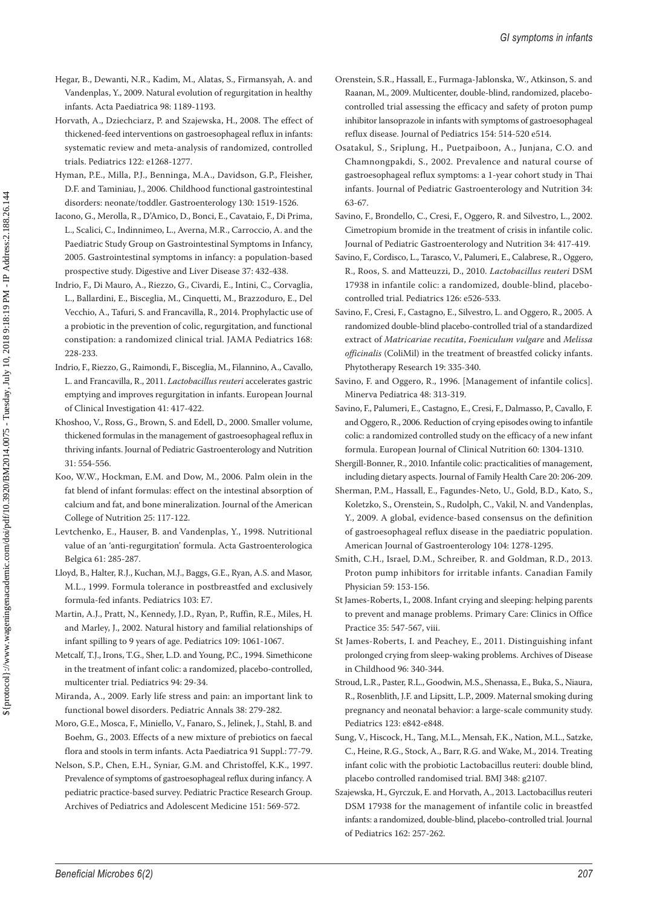Hegar, B., Dewanti, N.R., Kadim, M., Alatas, S., Firmansyah, A. and Vandenplas, Y., 2009. Natural evolution of regurgitation in healthy infants. Acta Paediatrica 98: 1189-1193.

Horvath, A., Dziechciarz, P. and Szajewska, H., 2008. The effect of thickened-feed interventions on gastroesophageal reflux in infants: systematic review and meta-analysis of randomized, controlled trials. Pediatrics 122: e1268-1277.

Hyman, P.E., Milla, P.J., Benninga, M.A., Davidson, G.P., Fleisher, D.F. and Taminiau, J., 2006. Childhood functional gastrointestinal disorders: neonate/toddler. Gastroenterology 130: 1519-1526.

Iacono, G., Merolla, R., D'Amico, D., Bonci, E., Cavataio, F., Di Prima, L., Scalici, C., Indinnimeo, L., Averna, M.R., Carroccio, A. and the Paediatric Study Group on Gastrointestinal Symptoms in Infancy, 2005. Gastrointestinal symptoms in infancy: a population-based prospective study. Digestive and Liver Disease 37: 432-438.

Indrio, F., Di Mauro, A., Riezzo, G., Civardi, E., Intini, C., Corvaglia, L., Ballardini, E., Bisceglia, M., Cinquetti, M., Brazzoduro, E., Del Vecchio, A., Tafuri, S. and Francavilla, R., 2014. Prophylactic use of a probiotic in the prevention of colic, regurgitation, and functional constipation: a randomized clinical trial. JAMA Pediatrics 168: 228-233.

Indrio, F., Riezzo, G., Raimondi, F., Bisceglia, M., Filannino, A., Cavallo, L. and Francavilla, R., 2011. *Lactobacillus reuteri* accelerates gastric emptying and improves regurgitation in infants. European Journal of Clinical Investigation 41: 417-422.

Khoshoo, V., Ross, G., Brown, S. and Edell, D., 2000. Smaller volume, thickened formulas in the management of gastroesophageal reflux in thriving infants. Journal of Pediatric Gastroenterology and Nutrition 31: 554-556.

Koo, W.W., Hockman, E.M. and Dow, M., 2006. Palm olein in the fat blend of infant formulas: effect on the intestinal absorption of calcium and fat, and bone mineralization. Journal of the American College of Nutrition 25: 117-122.

Levtchenko, E., Hauser, B. and Vandenplas, Y., 1998. Nutritional value of an 'anti-regurgitation' formula. Acta Gastroenterologica Belgica 61: 285-287.

Lloyd, B., Halter, R.J., Kuchan, M.J., Baggs, G.E., Ryan, A.S. and Masor, M.L., 1999. Formula tolerance in postbreastfed and exclusively formula-fed infants. Pediatrics 103: E7.

Martin, A.J., Pratt, N., Kennedy, J.D., Ryan, P., Ruffin, R.E., Miles, H. and Marley, J., 2002. Natural history and familial relationships of infant spilling to 9 years of age. Pediatrics 109: 1061-1067.

Metcalf, T.J., Irons, T.G., Sher, L.D. and Young, P.C., 1994. Simethicone in the treatment of infant colic: a randomized, placebo-controlled, multicenter trial. Pediatrics 94: 29-34.

Miranda, A., 2009. Early life stress and pain: an important link to functional bowel disorders. Pediatric Annals 38: 279-282.

Moro, G.E., Mosca, F., Miniello, V., Fanaro, S., Jelinek, J., Stahl, B. and Boehm, G., 2003. Effects of a new mixture of prebiotics on faecal flora and stools in term infants. Acta Paediatrica 91 Suppl.: 77-79.

Nelson, S.P., Chen, E.H., Syniar, G.M. and Christoffel, K.K., 1997. Prevalence of symptoms of gastroesophageal reflux during infancy. A pediatric practice-based survey. Pediatric Practice Research Group. Archives of Pediatrics and Adolescent Medicine 151: 569-572.

Orenstein, S.R., Hassall, E., Furmaga-Jablonska, W., Atkinson, S. and Raanan, M., 2009. Multicenter, double-blind, randomized, placebo-controlled trial assessing the efficacy and safety of proton pump inhibitor lansoprazole in infants with symptoms of gastroesophageal reflux disease. Journal of Pediatrics 154: 514-520 e514.

Osatakul, S., Sriplung, H., Puetpaiboon, A., Junjana, C.O. and Chamnongpakdi, S., 2002. Prevalence and natural course of gastroesophageal reflux symptoms: a 1-year cohort study in Thai infants. Journal of Pediatric Gastroenterology and Nutrition 34: 63-67.

Savino, F., Brondello, C., Cresi, F., Oggero, R. and Silvestro, L., 2002. Cimetropium bromide in the treatment of crisis in infantile colic. Journal of Pediatric Gastroenterology and Nutrition 34: 417-419.

Savino, F., Cordisco, L., Tarasco, V., Palumeri, E., Calabrese, R., Oggero, R., Roos, S. and Matteuzzi, D., 2010. *Lactobacillus reuteri* DSM 17938 in infantile colic: a randomized, double-blind, placebo-controlled trial. Pediatrics 126: e526-533.

Savino, F., Cresi, F., Castagno, E., Silvestro, L. and Oggero, R., 2005. A randomized double-blind placebo-controlled trial of a standardized extract of *Matricariae recutita*, *Foeniculum vulgare* and *Melissa officinalis* (ColiMil) in the treatment of breastfed colicky infants. Phytotherapy Research 19: 335-340.

Savino, F. and Oggero, R., 1996. [Management of infantile colics]. Minerva Pediatrica 48: 313-319.

Savino, F., Palumeri, E., Castagno, E., Cresi, F., Dalmasso, P., Cavallo, F. and Oggero, R., 2006. Reduction of crying episodes owing to infantile colic: a randomized controlled study on the efficacy of a new infant formula. European Journal of Clinical Nutrition 60: 1304-1310.

Shergill-Bonner, R., 2010. Infantile colic: practicalities of management, including dietary aspects. Journal of Family Health Care 20: 206-209.

Sherman, P.M., Hassall, E., Fagundes-Neto, U., Gold, B.D., Kato, S., Koletzko, S., Orenstein, S., Rudolph, C., Vakil, N. and Vandenplas, Y., 2009. A global, evidence-based consensus on the definition of gastroesophageal reflux disease in the paediatric population. American Journal of Gastroenterology 104: 1278-1295.

Smith, C.H., Israel, D.M., Schreiber, R. and Goldman, R.D., 2013. Proton pump inhibitors for irritable infants. Canadian Family Physician 59: 153-156.

St James-Roberts, I., 2008. Infant crying and sleeping: helping parents to prevent and manage problems. Primary Care: Clinics in Office Practice 35: 547-567, viii.

St James-Roberts, I. and Peachey, E., 2011. Distinguishing infant prolonged crying from sleep-waking problems. Archives of Disease in Childhood 96: 340-344.

Stroud, L.R., Paster, R.L., Goodwin, M.S., Shenassa, E., Buka, S., Niaura, R., Rosenblith, J.F. and Lipsitt, L.P., 2009. Maternal smoking during pregnancy and neonatal behavior: a large-scale community study. Pediatrics 123: e842-e848.

Sung, V., Hiscock, H., Tang, M.L., Mensah, F.K., Nation, M.L., Satzke, C., Heine, R.G., Stock, A., Barr, R.G. and Wake, M., 2014. Treating infant colic with the probiotic Lactobacillus reuteri: double blind, placebo controlled randomised trial. BMJ 348: g2107.

Szajewska, H., Gyrczuk, E. and Horvath, A., 2013. Lactobacillus reuteri DSM 17938 for the management of infantile colic in breastfed infants: a randomized, double-blind, placebo-controlled trial. Journal of Pediatrics 162: 257-262.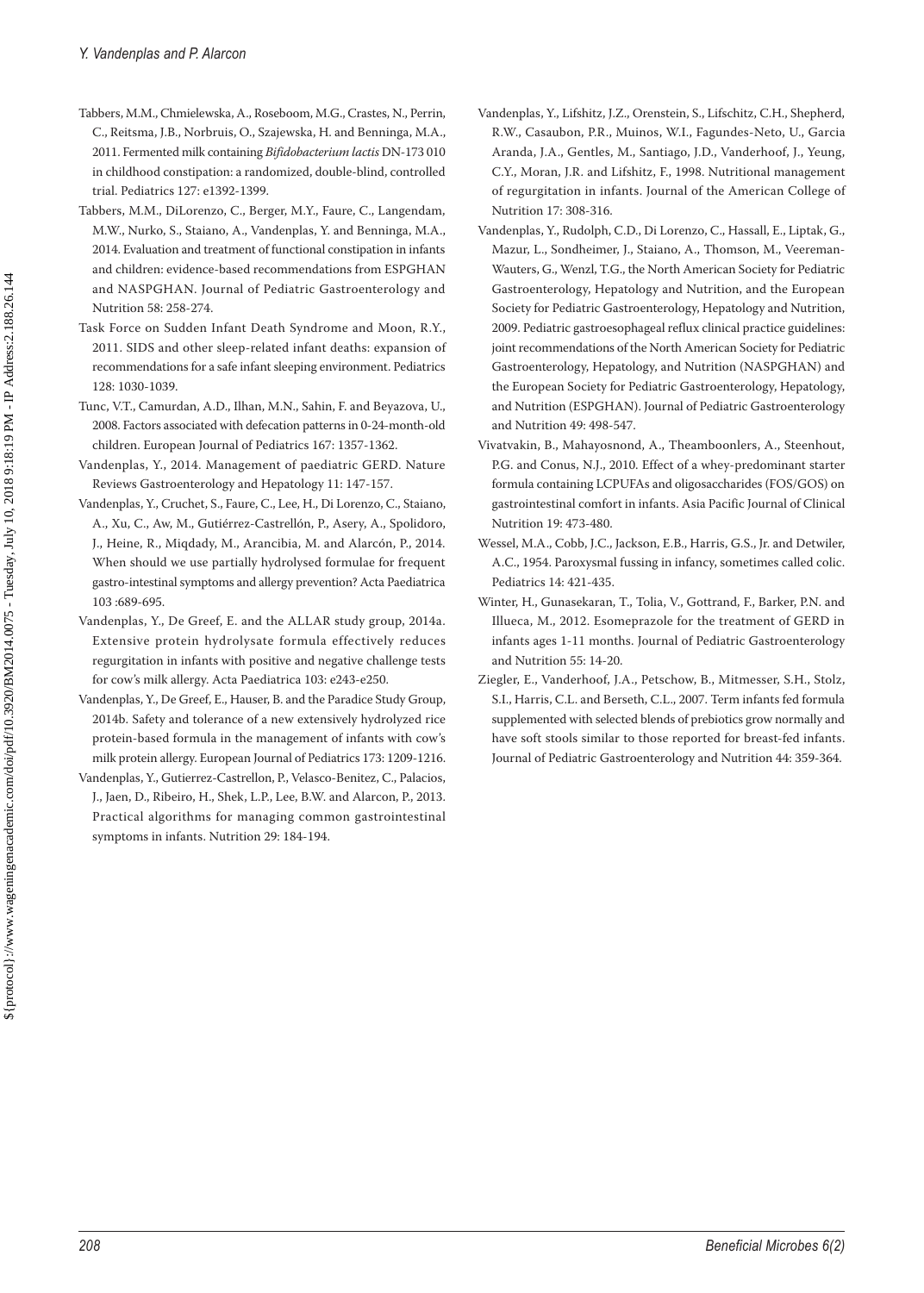Tabbers, M.M., Chmielewska, A., Roseboom, M.G., Crastes, N., Perrin, C., Reitsma, J.B., Norbruis, O., Szajewska, H. and Benninga, M.A., 2011. Fermented milk containing *Bifidobacterium lactis* DN-173 010 in childhood constipation: a randomized, double-blind, controlled trial. Pediatrics 127: e1392-1399.

Tabbers, M.M., DiLorenzo, C., Berger, M.Y., Faure, C., Langendam, M.W., Nurko, S., Staiano, A., Vandenplas, Y. and Benninga, M.A., 2014. Evaluation and treatment of functional constipation in infants and children: evidence-based recommendations from ESPGHAN and NASPGHAN. Journal of Pediatric Gastroenterology and Nutrition 58: 258-274.

Task Force on Sudden Infant Death Syndrome and Moon, R.Y., 2011. SIDS and other sleep-related infant deaths: expansion of recommendations for a safe infant sleeping environment. Pediatrics 128: 1030-1039.

Tunc, V.T., Camurdan, A.D., Ilhan, M.N., Sahin, F. and Beyazova, U., 2008. Factors associated with defecation patterns in 0-24-month-old children. European Journal of Pediatrics 167: 1357-1362.

Vandenplas, Y., 2014. Management of paediatric GERD. Nature Reviews Gastroenterology and Hepatology 11: 147-157.

Vandenplas, Y., Cruchet, S., Faure, C., Lee, H., Di Lorenzo, C., Staiano, A., Xu, C., Aw, M., Gutiérrez-Castrellón, P., Asery, A., Spolidoro, J., Heine, R., Miqdady, M., Arancibia, M. and Alarcón, P., 2014. When should we use partially hydrolysed formulae for frequent gastro-intestinal symptoms and allergy prevention? Acta Paediatrica 103 :689-695.

Vandenplas, Y., De Greef, E. and the ALLAR study group, 2014a. Extensive protein hydrolysate formula effectively reduces regurgitation in infants with positive and negative challenge tests for cow's milk allergy. Acta Paediatrica 103: e243-e250.

Vandenplas, Y., De Greef, E., Hauser, B. and the Paradice Study Group, 2014b. Safety and tolerance of a new extensively hydrolyzed rice protein-based formula in the management of infants with cow's milk protein allergy. European Journal of Pediatrics 173: 1209-1216.

Vandenplas, Y., Gutierrez-Castrellon, P., Velasco-Benitez, C., Palacios, J., Jaen, D., Ribeiro, H., Shek, L.P., Lee, B.W. and Alarcon, P., 2013. Practical algorithms for managing common gastrointestinal symptoms in infants. Nutrition 29: 184-194.

Vandenplas, Y., Lifshitz, J.Z., Orenstein, S., Lifschitz, C.H., Shepherd, R.W., Casaubon, P.R., Muinos, W.I., Fagundes-Neto, U., Garcia Aranda, J.A., Gentles, M., Santiago, J.D., Vanderhoof, J., Yeung, C.Y., Moran, J.R. and Lifshitz, F., 1998. Nutritional management of regurgitation in infants. Journal of the American College of Nutrition 17: 308-316.

Vandenplas, Y., Rudolph, C.D., Di Lorenzo, C., Hassall, E., Liptak, G., Mazur, L., Sondheimer, J., Staiano, A., Thomson, M., Veereman-Wauters, G., Wenzl, T.G., the North American Society for Pediatric Gastroenterology, Hepatology and Nutrition, and the European Society for Pediatric Gastroenterology, Hepatology and Nutrition, 2009. Pediatric gastroesophageal reflux clinical practice guidelines: joint recommendations of the North American Society for Pediatric Gastroenterology, Hepatology, and Nutrition (NASPGHAN) and the European Society for Pediatric Gastroenterology, Hepatology, and Nutrition (ESPGHAN). Journal of Pediatric Gastroenterology and Nutrition 49: 498-547.

Vivatvakin, B., Mahayosnond, A., Theamboonlers, A., Steenhout, P.G. and Conus, N.J., 2010. Effect of a whey-predominant starter formula containing LCPUFAs and oligosaccharides (FOS/GOS) on gastrointestinal comfort in infants. Asia Pacific Journal of Clinical Nutrition 19: 473-480.

Wessel, M.A., Cobb, J.C., Jackson, E.B., Harris, G.S., Jr. and Detwiler, A.C., 1954. Paroxysmal fussing in infancy, sometimes called colic. Pediatrics 14: 421-435.

Winter, H., Gunasekaran, T., Tolia, V., Gottrand, F., Barker, P.N. and Illueca, M., 2012. Esomeprazole for the treatment of GERD in infants ages 1-11 months. Journal of Pediatric Gastroenterology and Nutrition 55: 14-20.

Ziegler, E., Vanderhoof, J.A., Petschow, B., Mitmesser, S.H., Stolz, S.I., Harris, C.L. and Berseth, C.L., 2007. Term infants fed formula supplemented with selected blends of prebiotics grow normally and have soft stools similar to those reported for breast-fed infants. Journal of Pediatric Gastroenterology and Nutrition 44: 359-364.